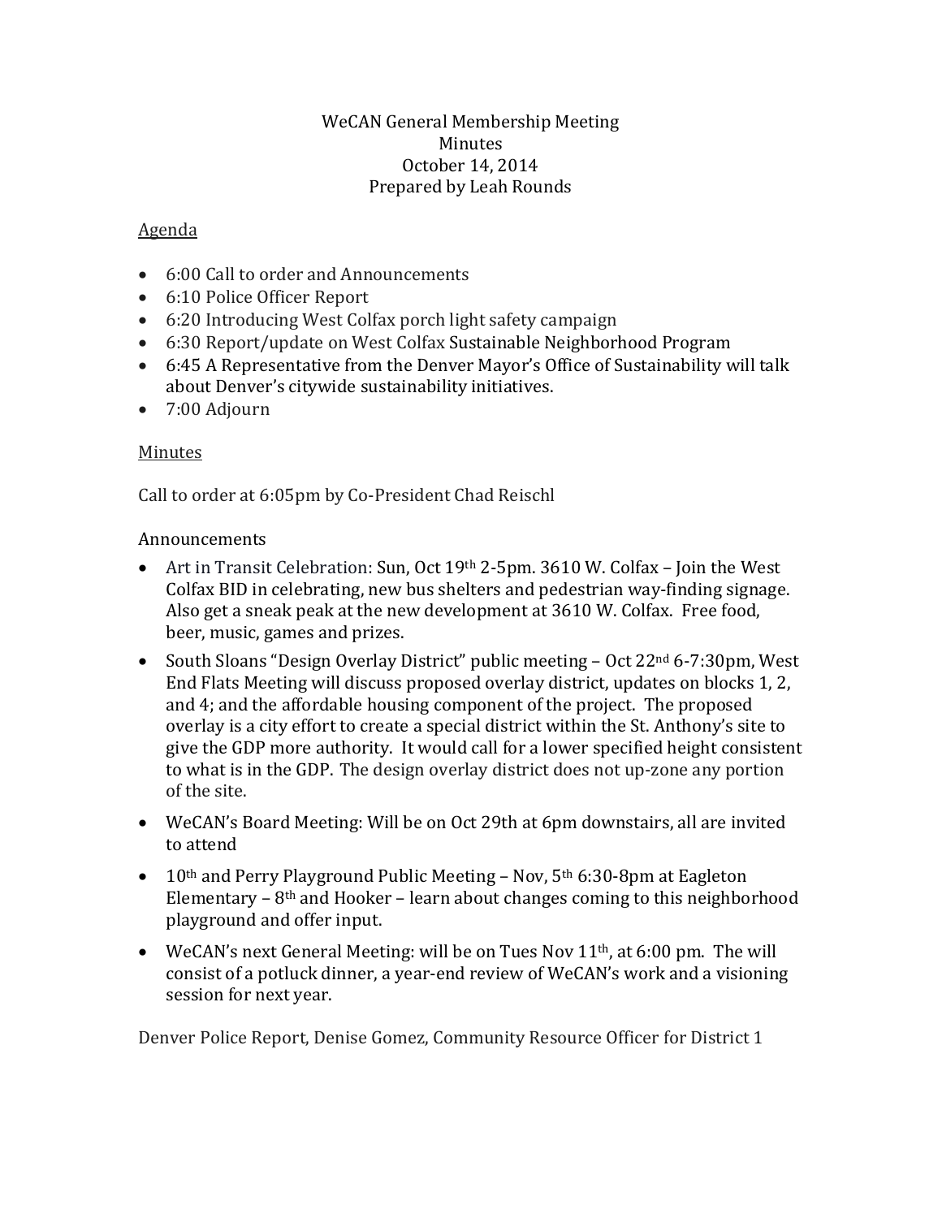WeCAN General Membership Meeting
Minutes
October 14, 2014
Prepared by Leah Rounds

Agenda

- 6:00 Call to order and Announcements
- 6:10 Police Officer Report
- 6:20 Introducing West Colfax porch light safety campaign
- 6:30 Report/update on West Colfax Sustainable Neighborhood Program
- 6:45 A Representative from the Denver Mayor's Office of Sustainability will talk about Denver's citywide sustainability initiatives.
- 7:00 Adjourn

Minutes

Call to order at 6:05pm by Co-President Chad Reischl

Announcements

- Art in Transit Celebration: Sun, Oct 19th 2-5pm. 3610 W. Colfax – Join the West Colfax BID in celebrating, new bus shelters and pedestrian way-finding signage. Also get a sneak peak at the new development at 3610 W. Colfax. Free food, beer, music, games and prizes.
- South Sloans "Design Overlay District" public meeting – Oct 22nd 6-7:30pm, West End Flats Meeting will discuss proposed overlay district, updates on blocks 1, 2, and 4; and the affordable housing component of the project. The proposed overlay is a city effort to create a special district within the St. Anthony's site to give the GDP more authority. It would call for a lower specified height consistent to what is in the GDP. The design overlay district does not up-zone any portion of the site.
- WeCAN's Board Meeting: Will be on Oct 29th at 6pm downstairs, all are invited to attend
- 10th and Perry Playground Public Meeting – Nov, 5th 6:30-8pm at Eagleton Elementary – 8th and Hooker – learn about changes coming to this neighborhood playground and offer input.
- WeCAN's next General Meeting: will be on Tues Nov 11th, at 6:00 pm. The will consist of a potluck dinner, a year-end review of WeCAN's work and a visioning session for next year.

Denver Police Report, Denise Gomez, Community Resource Officer for District 1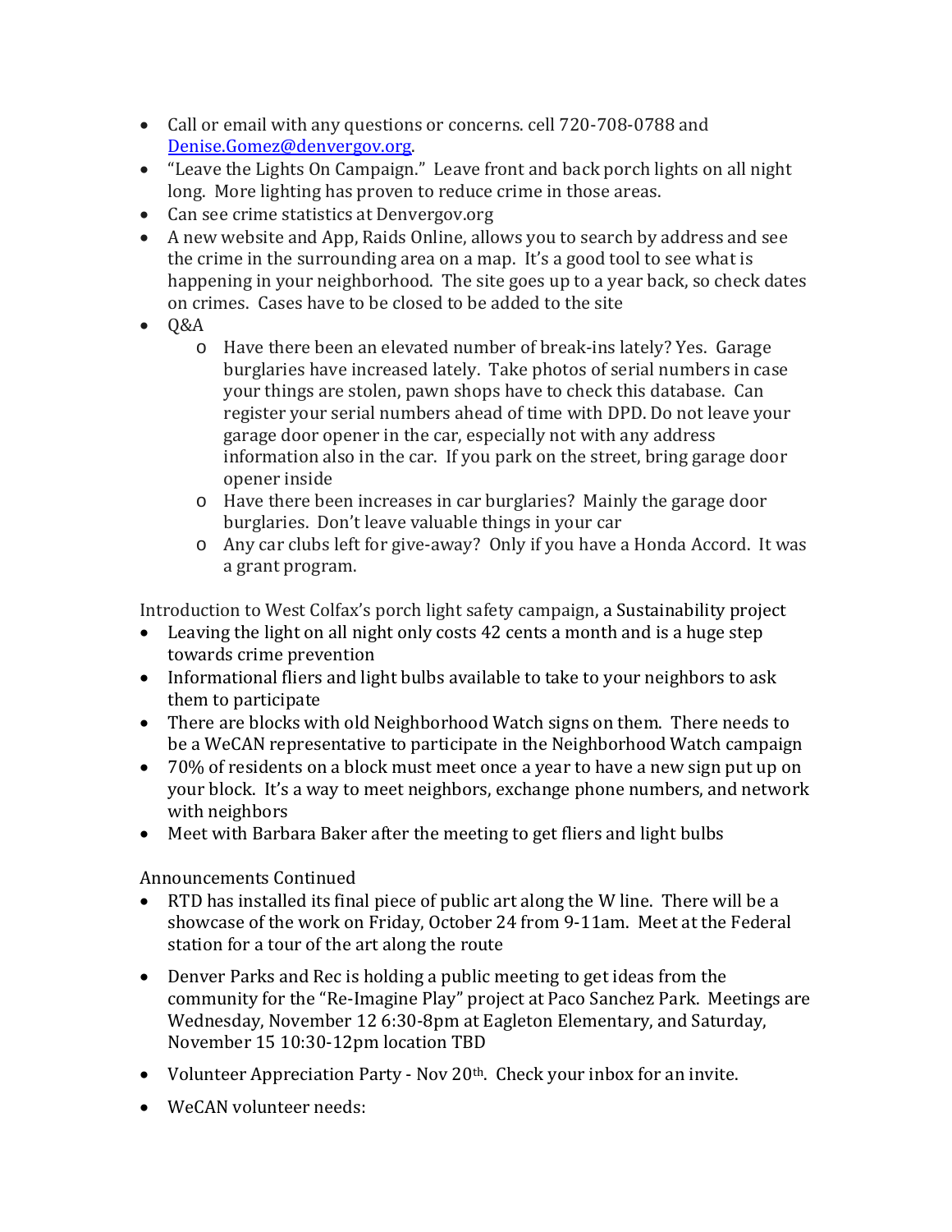- Call or email with any questions or concerns. cell 720-708-0788 and Denise.Gomez@denvergov.org.
- "Leave the Lights On Campaign." Leave front and back porch lights on all night long. More lighting has proven to reduce crime in those areas.
- Can see crime statistics at Denvergov.org
- A new website and App, Raids Online, allows you to search by address and see the crime in the surrounding area on a map. It's a good tool to see what is happening in your neighborhood. The site goes up to a year back, so check dates on crimes. Cases have to be closed to be added to the site
- Q&A
    - Have there been an elevated number of break-ins lately? Yes. Garage burglaries have increased lately. Take photos of serial numbers in case your things are stolen, pawn shops have to check this database. Can register your serial numbers ahead of time with DPD. Do not leave your garage door opener in the car, especially not with any address information also in the car. If you park on the street, bring garage door opener inside
    - Have there been increases in car burglaries? Mainly the garage door burglaries. Don't leave valuable things in your car
    - Any car clubs left for give-away? Only if you have a Honda Accord. It was a grant program.

Introduction to West Colfax's porch light safety campaign, a Sustainability project

- Leaving the light on all night only costs 42 cents a month and is a huge step towards crime prevention
- Informational fliers and light bulbs available to take to your neighbors to ask them to participate
- There are blocks with old Neighborhood Watch signs on them. There needs to be a WeCAN representative to participate in the Neighborhood Watch campaign
- 70% of residents on a block must meet once a year to have a new sign put up on your block. It's a way to meet neighbors, exchange phone numbers, and network with neighbors
- Meet with Barbara Baker after the meeting to get fliers and light bulbs

Announcements Continued

- RTD has installed its final piece of public art along the W line. There will be a showcase of the work on Friday, October 24 from 9-11am. Meet at the Federal station for a tour of the art along the route
- Denver Parks and Rec is holding a public meeting to get ideas from the community for the "Re-Imagine Play" project at Paco Sanchez Park. Meetings are Wednesday, November 12 6:30-8pm at Eagleton Elementary, and Saturday, November 15 10:30-12pm location TBD
- Volunteer Appreciation Party - Nov 20th. Check your inbox for an invite.
- WeCAN volunteer needs: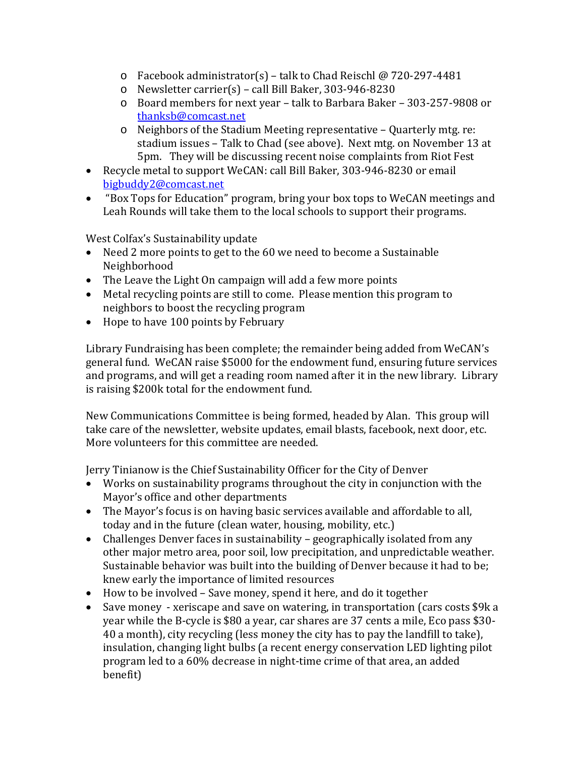- Facebook administrator(s) – talk to Chad Reischl @ 720-297-4481
  - Newsletter carrier(s) – call Bill Baker, 303-946-8230
  - Board members for next year – talk to Barbara Baker – 303-257-9808 or thanksb@comcast.net
  - Neighbors of the Stadium Meeting representative – Quarterly mtg. re: stadium issues – Talk to Chad (see above). Next mtg. on November 13 at 5pm. They will be discussing recent noise complaints from Riot Fest
- Recycle metal to support WeCAN: call Bill Baker, 303-946-8230 or email bigbuddy2@comcast.net
- "Box Tops for Education" program, bring your box tops to WeCAN meetings and Leah Rounds will take them to the local schools to support their programs.

West Colfax's Sustainability update

- Need 2 more points to get to the 60 we need to become a Sustainable Neighborhood
- The Leave the Light On campaign will add a few more points
- Metal recycling points are still to come. Please mention this program to neighbors to boost the recycling program
- Hope to have 100 points by February

Library Fundraising has been complete; the remainder being added from WeCAN's general fund. WeCAN raise $5000 for the endowment fund, ensuring future services and programs, and will get a reading room named after it in the new library. Library is raising $200k total for the endowment fund.

New Communications Committee is being formed, headed by Alan. This group will take care of the newsletter, website updates, email blasts, facebook, next door, etc. More volunteers for this committee are needed.

Jerry Tinianow is the Chief Sustainability Officer for the City of Denver

- Works on sustainability programs throughout the city in conjunction with the Mayor's office and other departments
- The Mayor's focus is on having basic services available and affordable to all, today and in the future (clean water, housing, mobility, etc.)
- Challenges Denver faces in sustainability – geographically isolated from any other major metro area, poor soil, low precipitation, and unpredictable weather. Sustainable behavior was built into the building of Denver because it had to be; knew early the importance of limited resources
- How to be involved – Save money, spend it here, and do it together
- Save money - xeriscape and save on watering, in transportation (cars costs $9k a year while the B-cycle is $80 a year, car shares are 37 cents a mile, Eco pass $30-40 a month), city recycling (less money the city has to pay the landfill to take), insulation, changing light bulbs (a recent energy conservation LED lighting pilot program led to a 60% decrease in night-time crime of that area, an added benefit)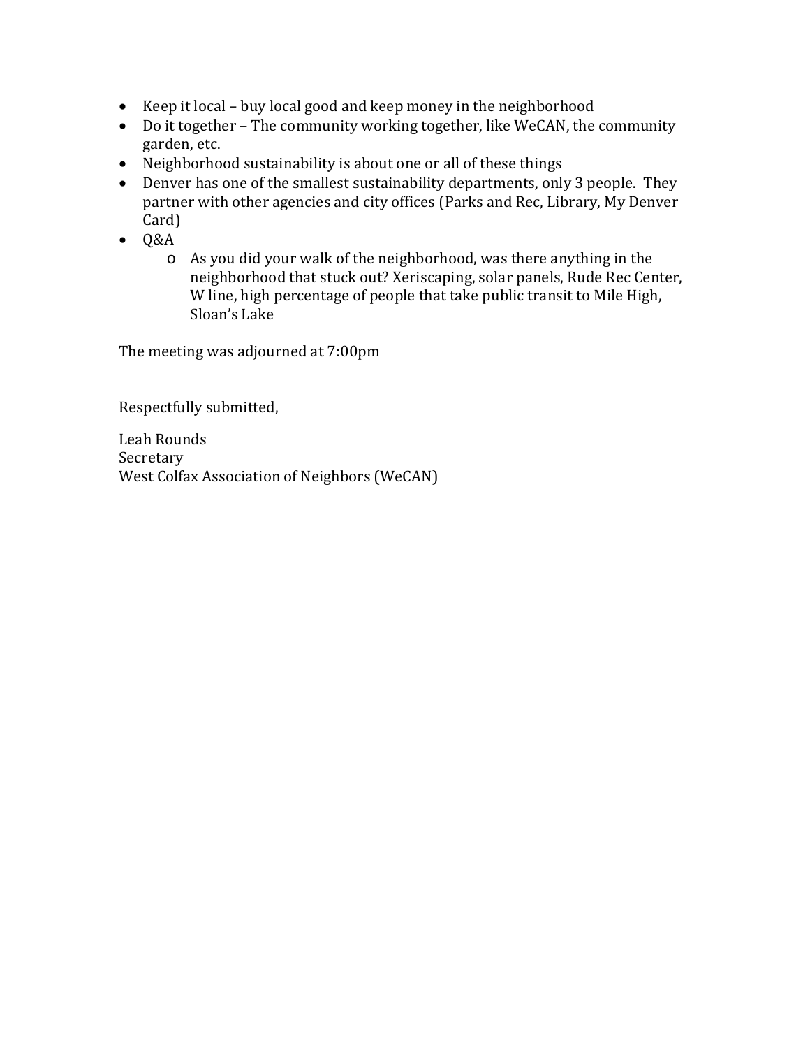- Keep it local – buy local good and keep money in the neighborhood
- Do it together – The community working together, like WeCAN, the community garden, etc.
- Neighborhood sustainability is about one or all of these things
- Denver has one of the smallest sustainability departments, only 3 people. They partner with other agencies and city offices (Parks and Rec, Library, My Denver Card)
- Q&A
  - As you did your walk of the neighborhood, was there anything in the neighborhood that stuck out? Xeriscaping, solar panels, Rude Rec Center, W line, high percentage of people that take public transit to Mile High, Sloan's Lake

The meeting was adjourned at 7:00pm

Respectfully submitted,

Leah Rounds
Secretary
West Colfax Association of Neighbors (WeCAN)